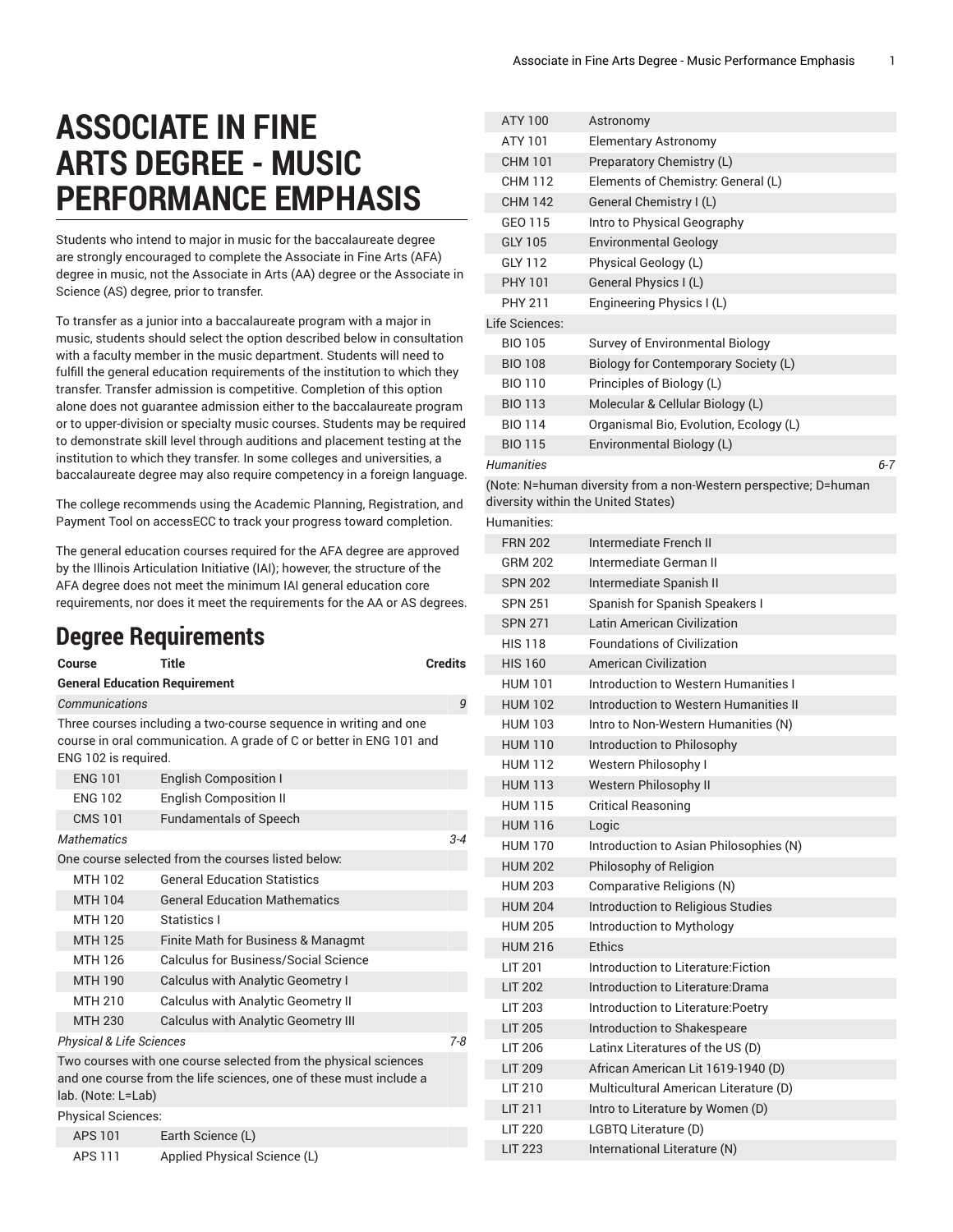# ASSOCIATE IN FINE ARTS DEGREE - MUSIC PERFORMANCE EMPHASIS

Students who intend to major in music for the baccalaureate degree are strongly encouraged to complete the Associate in Fine Arts (AFA) degree in music, not the Associate in Arts (AA) degree or the Associate in Science (AS) degree, prior to transfer.

To transfer as a junior into a baccalaureate program with a major in music, students should select the option described below in consultation with a faculty member in the music department. Students will need to fulfill the general education requirements of the institution to which they transfer. Transfer admission is competitive. Completion of this option alone does not guarantee admission either to the baccalaureate program or to upper-division or specialty music courses. Students may be required to demonstrate skill level through auditions and placement testing at the institution to which they transfer. In some colleges and universities, a baccalaureate degree may also require competency in a foreign language.

The college recommends using the Academic Planning, Registration, and Payment Tool on accessECC to track your progress toward completion.

The general education courses required for the AFA degree are approved by the Illinois Articulation Initiative (IAI); however, the structure of the AFA degree does not meet the minimum IAI general education core requirements, nor does it meet the requirements for the AA or AS degrees.

## Degree Requirements

| Course | Title | Credits |
|---|---|---|
| **General Education Requirement** | | |
| *Communications* | | *9* |
| Three courses including a two-course sequence in writing and one course in oral communication. A grade of C or better in ENG 101 and ENG 102 is required. | | |
| ENG 101 | English Composition I | |
| ENG 102 | English Composition II | |
| CMS 101 | Fundamentals of Speech | |
| *Mathematics* | | *3-4* |
| One course selected from the courses listed below: | | |
| MTH 102 | General Education Statistics | |
| MTH 104 | General Education Mathematics | |
| MTH 120 | Statistics I | |
| MTH 125 | Finite Math for Business & Managmt | |
| MTH 126 | Calculus for Business/Social Science | |
| MTH 190 | Calculus with Analytic Geometry I | |
| MTH 210 | Calculus with Analytic Geometry II | |
| MTH 230 | Calculus with Analytic Geometry III | |
| *Physical & Life Sciences* | | *7-8* |
| Two courses with one course selected from the physical sciences and one course from the life sciences, one of these must include a lab. (Note: L=Lab) | | |
| Physical Sciences: | | |
| APS 101 | Earth Science (L) | |
| APS 111 | Applied Physical Science (L) | |
| ATY 100 | Astronomy | |
| ATY 101 | Elementary Astronomy | |
| CHM 101 | Preparatory Chemistry (L) | |
| CHM 112 | Elements of Chemistry: General (L) | |
| CHM 142 | General Chemistry I (L) | |
| GEO 115 | Intro to Physical Geography | |
| GLY 105 | Environmental Geology | |
| GLY 112 | Physical Geology (L) | |
| PHY 101 | General Physics I (L) | |
| PHY 211 | Engineering Physics I (L) | |
| Life Sciences: | | |
| BIO 105 | Survey of Environmental Biology | |
| BIO 108 | Biology for Contemporary Society (L) | |
| BIO 110 | Principles of Biology (L) | |
| BIO 113 | Molecular & Cellular Biology (L) | |
| BIO 114 | Organismal Bio, Evolution, Ecology (L) | |
| BIO 115 | Environmental Biology (L) | |
| *Humanities* | | *6-7* |
| (Note: N=human diversity from a non-Western perspective; D=human diversity within the United States) | | |
| Humanities: | | |
| FRN 202 | Intermediate French II | |
| GRM 202 | Intermediate German II | |
| SPN 202 | Intermediate Spanish II | |
| SPN 251 | Spanish for Spanish Speakers I | |
| SPN 271 | Latin American Civilization | |
| HIS 118 | Foundations of Civilization | |
| HIS 160 | American Civilization | |
| HUM 101 | Introduction to Western Humanities I | |
| HUM 102 | Introduction to Western Humanities II | |
| HUM 103 | Intro to Non-Western Humanities (N) | |
| HUM 110 | Introduction to Philosophy | |
| HUM 112 | Western Philosophy I | |
| HUM 113 | Western Philosophy II | |
| HUM 115 | Critical Reasoning | |
| HUM 116 | Logic | |
| HUM 170 | Introduction to Asian Philosophies (N) | |
| HUM 202 | Philosophy of Religion | |
| HUM 203 | Comparative Religions (N) | |
| HUM 204 | Introduction to Religious Studies | |
| HUM 205 | Introduction to Mythology | |
| HUM 216 | Ethics | |
| LIT 201 | Introduction to Literature:Fiction | |
| LIT 202 | Introduction to Literature:Drama | |
| LIT 203 | Introduction to Literature:Poetry | |
| LIT 205 | Introduction to Shakespeare | |
| LIT 206 | Latinx Literatures of the US (D) | |
| LIT 209 | African American Lit 1619-1940 (D) | |
| LIT 210 | Multicultural American Literature (D) | |
| LIT 211 | Intro to Literature by Women (D) | |
| LIT 220 | LGBTQ Literature (D) | |
| LIT 223 | International Literature (N) | |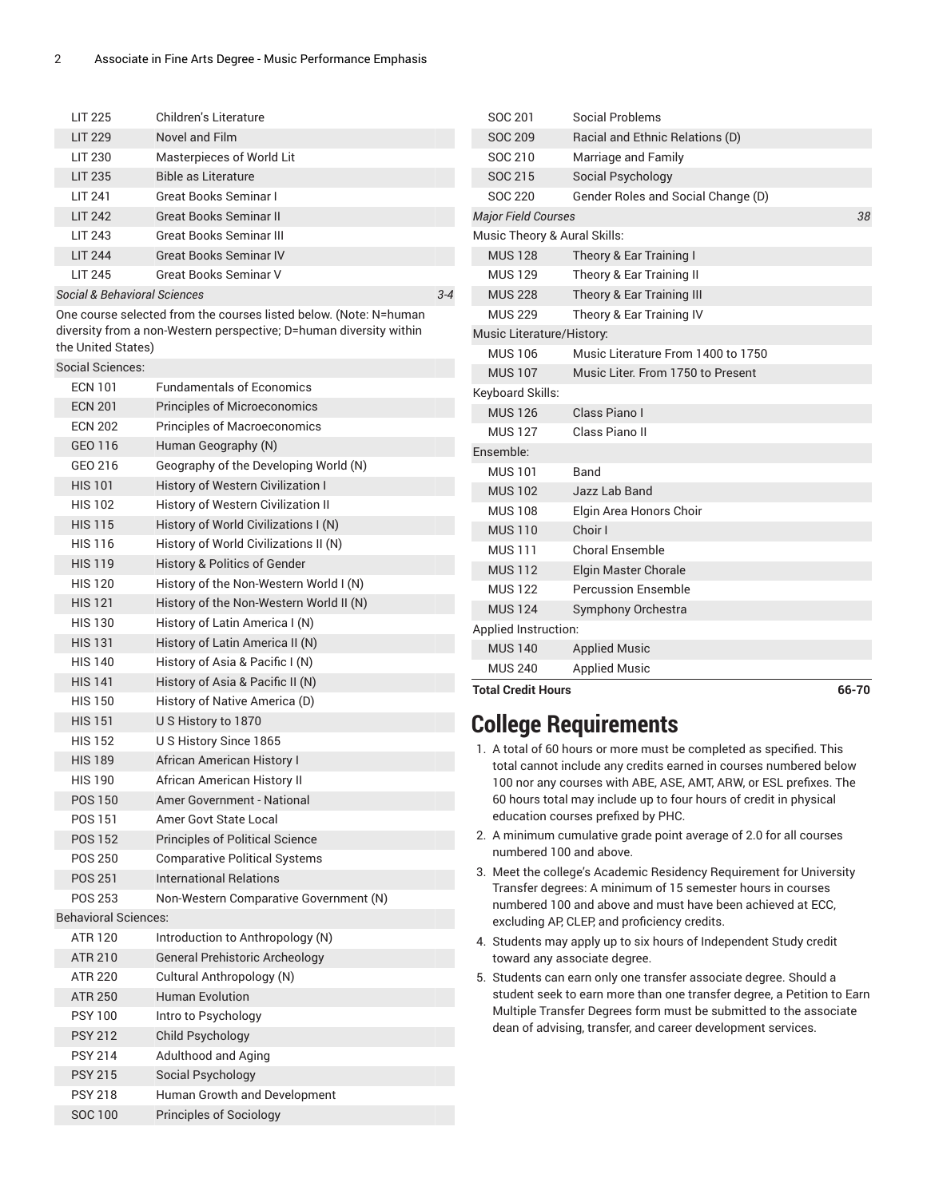| | | |
|---|---|---|
| LIT 225 | Children's Literature | |
| LIT 229 | Novel and Film | |
| LIT 230 | Masterpieces of World Lit | |
| LIT 235 | Bible as Literature | |
| LIT 241 | Great Books Seminar I | |
| LIT 242 | Great Books Seminar II | |
| LIT 243 | Great Books Seminar III | |
| LIT 244 | Great Books Seminar IV | |
| LIT 245 | Great Books Seminar V | |
| *Social & Behavioral Sciences* | | *3-4* |
| One course selected from the courses listed below. (Note: N=human diversity from a non-Western perspective; D=human diversity within the United States) | | |
| Social Sciences: | | |
| ECN 101 | Fundamentals of Economics | |
| ECN 201 | Principles of Microeconomics | |
| ECN 202 | Principles of Macroeconomics | |
| GEO 116 | Human Geography (N) | |
| GEO 216 | Geography of the Developing World (N) | |
| HIS 101 | History of Western Civilization I | |
| HIS 102 | History of Western Civilization II | |
| HIS 115 | History of World Civilizations I (N) | |
| HIS 116 | History of World Civilizations II (N) | |
| HIS 119 | History & Politics of Gender | |
| HIS 120 | History of the Non-Western World I (N) | |
| HIS 121 | History of the Non-Western World II (N) | |
| HIS 130 | History of Latin America I (N) | |
| HIS 131 | History of Latin America II (N) | |
| HIS 140 | History of Asia & Pacific I (N) | |
| HIS 141 | History of Asia & Pacific II (N) | |
| HIS 150 | History of Native America (D) | |
| HIS 151 | U S History to 1870 | |
| HIS 152 | U S History Since 1865 | |
| HIS 189 | African American History I | |
| HIS 190 | African American History II | |
| POS 150 | Amer Government - National | |
| POS 151 | Amer Govt State Local | |
| POS 152 | Principles of Political Science | |
| POS 250 | Comparative Political Systems | |
| POS 251 | International Relations | |
| POS 253 | Non-Western Comparative Government (N) | |
| Behavioral Sciences: | | |
| ATR 120 | Introduction to Anthropology (N) | |
| ATR 210 | General Prehistoric Archeology | |
| ATR 220 | Cultural Anthropology (N) | |
| ATR 250 | Human Evolution | |
| PSY 100 | Intro to Psychology | |
| PSY 212 | Child Psychology | |
| PSY 214 | Adulthood and Aging | |
| PSY 215 | Social Psychology | |
| PSY 218 | Human Growth and Development | |
| SOC 100 | Principles of Sociology | |
| SOC 201 | Social Problems | |
| SOC 209 | Racial and Ethnic Relations (D) | |
| SOC 210 | Marriage and Family | |
| SOC 215 | Social Psychology | |
| SOC 220 | Gender Roles and Social Change (D) | |
| *Major Field Courses* | | *38* |
| Music Theory & Aural Skills: | | |
| MUS 128 | Theory & Ear Training I | |
| MUS 129 | Theory & Ear Training II | |
| MUS 228 | Theory & Ear Training III | |
| MUS 229 | Theory & Ear Training IV | |
| Music Literature/History: | | |
| MUS 106 | Music Literature From 1400 to 1750 | |
| MUS 107 | Music Liter. From 1750 to Present | |
| Keyboard Skills: | | |
| MUS 126 | Class Piano I | |
| MUS 127 | Class Piano II | |
| Ensemble: | | |
| MUS 101 | Band | |
| MUS 102 | Jazz Lab Band | |
| MUS 108 | Elgin Area Honors Choir | |
| MUS 110 | Choir I | |
| MUS 111 | Choral Ensemble | |
| MUS 112 | Elgin Master Chorale | |
| MUS 122 | Percussion Ensemble | |
| MUS 124 | Symphony Orchestra | |
| Applied Instruction: | | |
| MUS 140 | Applied Music | |
| MUS 240 | Applied Music | |
| **Total Credit Hours** | | **66-70** |

## College Requirements

1. A total of 60 hours or more must be completed as specified. This total cannot include any credits earned in courses numbered below 100 nor any courses with ABE, ASE, AMT, ARW, or ESL prefixes. The 60 hours total may include up to four hours of credit in physical education courses prefixed by PHC.
2. A minimum cumulative grade point average of 2.0 for all courses numbered 100 and above.
3. Meet the college's Academic Residency Requirement for University Transfer degrees: A minimum of 15 semester hours in courses numbered 100 and above and must have been achieved at ECC, excluding AP, CLEP, and proficiency credits.
4. Students may apply up to six hours of Independent Study credit toward any associate degree.
5. Students can earn only one transfer associate degree. Should a student seek to earn more than one transfer degree, a Petition to Earn Multiple Transfer Degrees form must be submitted to the associate dean of advising, transfer, and career development services.